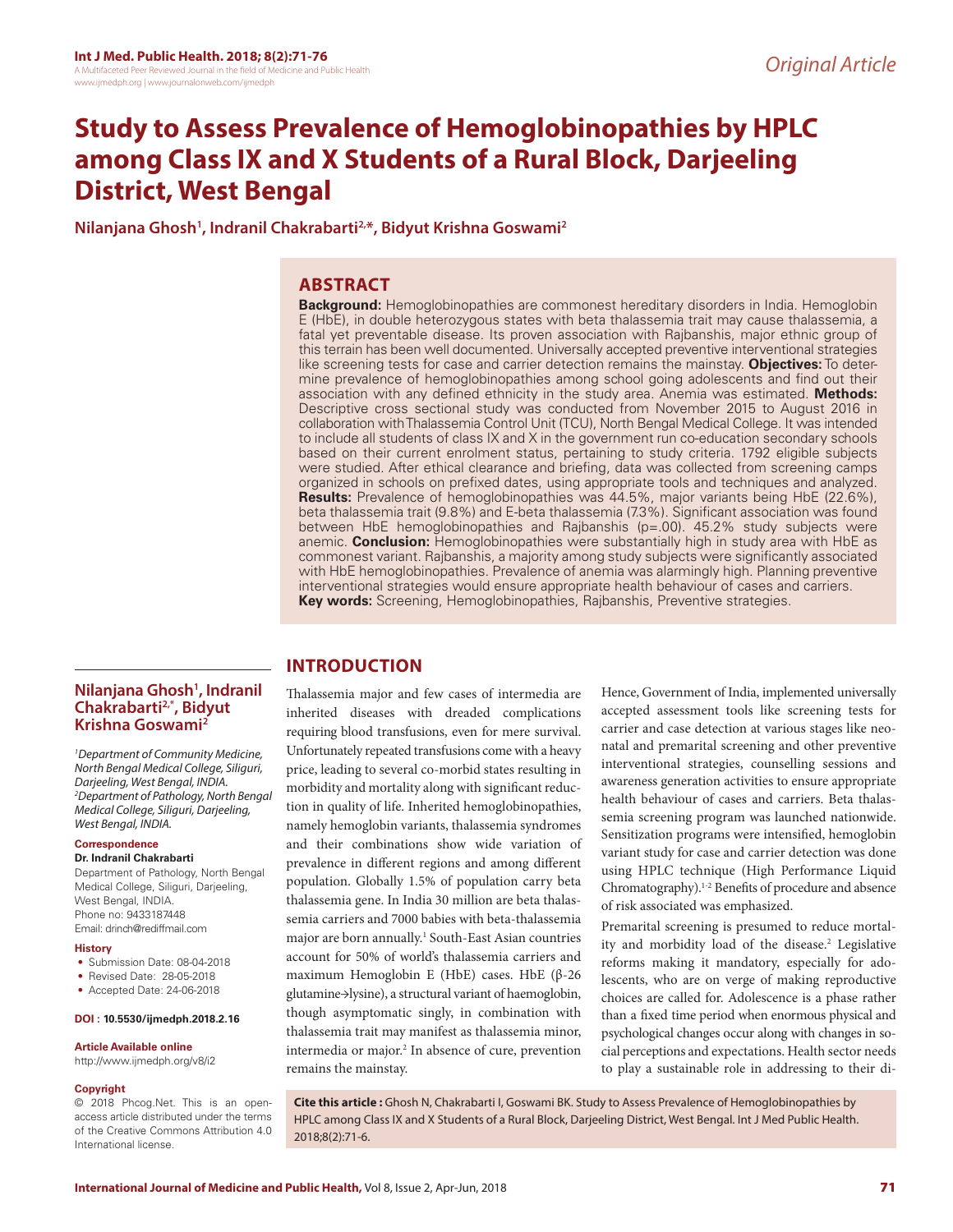# Study to Assess Prevalence of Hemoglobinopathies by HPLC among Class IX and X Students of a Rural Block, Darjeeling District, West Bengal

**Nilanjana Ghosh[1], Indranil Chakrabarti[2,*], Bidyut Krishna Goswami[2]**

## ABSTRACT

**Background:** Hemoglobinopathies are commonest hereditary disorders in India. Hemoglobin E (HbE), in double heterozygous states with beta thalassemia trait may cause thalassemia, a fatal yet preventable disease. Its proven association with Rajbanshis, major ethnic group of this terrain has been well documented. Universally accepted preventive interventional strategies like screening tests for case and carrier detection remains the mainstay. **Objectives:** To determine prevalence of hemoglobinopathies among school going adolescents and find out their association with any defined ethnicity in the study area. Anemia was estimated. **Methods:** Descriptive cross sectional study was conducted from November 2015 to August 2016 in collaboration with Thalassemia Control Unit (TCU), North Bengal Medical College. It was intended to include all students of class IX and X in the government run co-education secondary schools based on their current enrolment status, pertaining to study criteria. 1792 eligible subjects were studied. After ethical clearance and briefing, data was collected from screening camps organized in schools on prefixed dates, using appropriate tools and techniques and analyzed. **Results:** Prevalence of hemoglobinopathies was 44.5%, major variants being HbE (22.6%), beta thalassemia trait (9.8%) and E-beta thalassemia (7.3%). Significant association was found between HbE hemoglobinopathies and Rajbanshis (p=.00). 45.2% study subjects were anemic. **Conclusion:** Hemoglobinopathies were substantially high in study area with HbE as commonest variant. Rajbanshis, a majority among study subjects were significantly associated with HbE hemoglobinopathies. Prevalence of anemia was alarmingly high. Planning preventive interventional strategies would ensure appropriate health behaviour of cases and carriers.

**Key words:** Screening, Hemoglobinopathies, Rajbanshis, Preventive strategies.

**Nilanjana Ghosh[1], Indranil Chakrabarti[2,*], Bidyut Krishna Goswami[2]**

*[1]Department of Community Medicine, North Bengal Medical College, Siliguri, Darjeeling, West Bengal, INDIA.*
*[2]Department of Pathology, North Bengal Medical College, Siliguri, Darjeeling, West Bengal, INDIA.*

**Correspondence**

**Dr. Indranil Chakrabarti**

Department of Pathology, North Bengal Medical College, Siliguri, Darjeeling, West Bengal, INDIA.
Phone no: 9433187448
Email: drinch@rediffmail.com

**History**

- Submission Date: 08-04-2018
- Revised Date: 28-05-2018
- Accepted Date: 24-06-2018

**DOI : 10.5530/ijmedph.2018.2.16**

**Article Available online**

http://www.ijmedph.org/v8/i2

**Copyright**

© 2018 Phcog.Net. This is an open-access article distributed under the terms of the Creative Commons Attribution 4.0 International license.

## INTRODUCTION

Thalassemia major and few cases of intermedia are inherited diseases with dreaded complications requiring blood transfusions, even for mere survival. Unfortunately repeated transfusions come with a heavy price, leading to several co-morbid states resulting in morbidity and mortality along with significant reduction in quality of life. Inherited hemoglobinopathies, namely hemoglobin variants, thalassemia syndromes and their combinations show wide variation of prevalence in different regions and among different population. Globally 1.5% of population carry beta thalassemia gene. In India 30 million are beta thalassemia carriers and 7000 babies with beta-thalassemia major are born annually.[1] South-East Asian countries account for 50% of world's thalassemia carriers and maximum Hemoglobin E (HbE) cases. HbE (β-26 glutamine→lysine), a structural variant of haemoglobin, though asymptomatic singly, in combination with thalassemia trait may manifest as thalassemia minor, intermedia or major.[2] In absence of cure, prevention remains the mainstay.

Hence, Government of India, implemented universally accepted assessment tools like screening tests for carrier and case detection at various stages like neonatal and premarital screening and other preventive interventional strategies, counselling sessions and awareness generation activities to ensure appropriate health behaviour of cases and carriers. Beta thalassemia screening program was launched nationwide. Sensitization programs were intensified, hemoglobin variant study for case and carrier detection was done using HPLC technique (High Performance Liquid Chromatography).[1-2] Benefits of procedure and absence of risk associated was emphasized.

Premarital screening is presumed to reduce mortality and morbidity load of the disease.[2] Legislative reforms making it mandatory, especially for adolescents, who are on verge of making reproductive choices are called for. Adolescence is a phase rather than a fixed time period when enormous physical and psychological changes occur along with changes in social perceptions and expectations. Health sector needs to play a sustainable role in addressing to their di-

**Cite this article :** Ghosh N, Chakrabarti I, Goswami BK. Study to Assess Prevalence of Hemoglobinopathies by HPLC among Class IX and X Students of a Rural Block, Darjeeling District, West Bengal. Int J Med Public Health. 2018;8(2):71-6.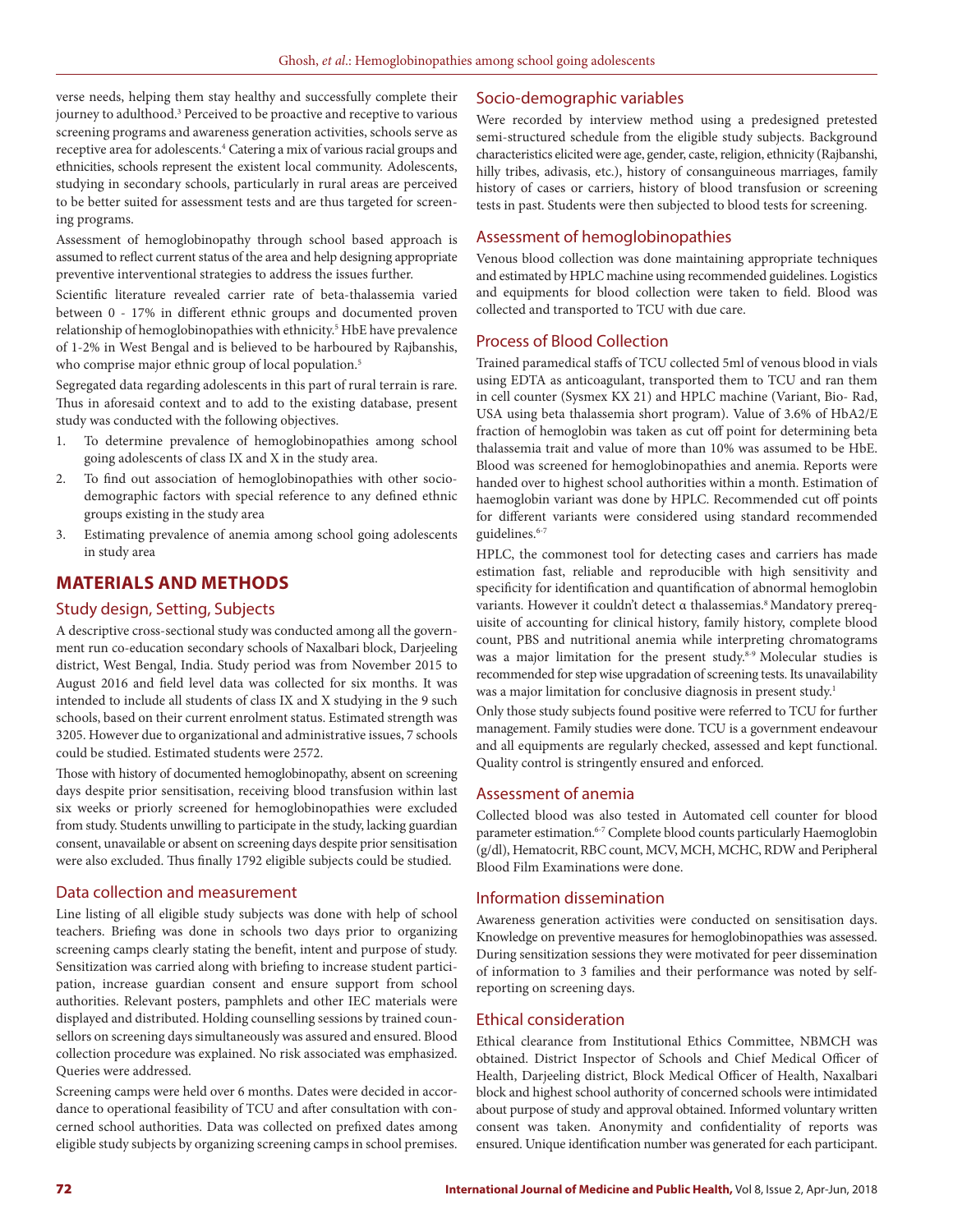verse needs, helping them stay healthy and successfully complete their journey to adulthood.[3] Perceived to be proactive and receptive to various screening programs and awareness generation activities, schools serve as receptive area for adolescents.[4] Catering a mix of various racial groups and ethnicities, schools represent the existent local community. Adolescents, studying in secondary schools, particularly in rural areas are perceived to be better suited for assessment tests and are thus targeted for screening programs.

Assessment of hemoglobinopathy through school based approach is assumed to reflect current status of the area and help designing appropriate preventive interventional strategies to address the issues further.

Scientific literature revealed carrier rate of beta-thalassemia varied between 0 - 17% in different ethnic groups and documented proven relationship of hemoglobinopathies with ethnicity.[5] HbE have prevalence of 1-2% in West Bengal and is believed to be harboured by Rajbanshis, who comprise major ethnic group of local population.[5]

Segregated data regarding adolescents in this part of rural terrain is rare. Thus in aforesaid context and to add to the existing database, present study was conducted with the following objectives.

1. To determine prevalence of hemoglobinopathies among school going adolescents of class IX and X in the study area.
2. To find out association of hemoglobinopathies with other socio-demographic factors with special reference to any defined ethnic groups existing in the study area
3. Estimating prevalence of anemia among school going adolescents in study area

## MATERIALS AND METHODS

### Study design, Setting, Subjects

A descriptive cross-sectional study was conducted among all the government run co-education secondary schools of Naxalbari block, Darjeeling district, West Bengal, India. Study period was from November 2015 to August 2016 and field level data was collected for six months. It was intended to include all students of class IX and X studying in the 9 such schools, based on their current enrolment status. Estimated strength was 3205. However due to organizational and administrative issues, 7 schools could be studied. Estimated students were 2572.

Those with history of documented hemoglobinopathy, absent on screening days despite prior sensitisation, receiving blood transfusion within last six weeks or priorly screened for hemoglobinopathies were excluded from study. Students unwilling to participate in the study, lacking guardian consent, unavailable or absent on screening days despite prior sensitisation were also excluded. Thus finally 1792 eligible subjects could be studied.

### Data collection and measurement

Line listing of all eligible study subjects was done with help of school teachers. Briefing was done in schools two days prior to organizing screening camps clearly stating the benefit, intent and purpose of study. Sensitization was carried along with briefing to increase student participation, increase guardian consent and ensure support from school authorities. Relevant posters, pamphlets and other IEC materials were displayed and distributed. Holding counselling sessions by trained counsellors on screening days simultaneously was assured and ensured. Blood collection procedure was explained. No risk associated was emphasized. Queries were addressed.

Screening camps were held over 6 months. Dates were decided in accordance to operational feasibility of TCU and after consultation with concerned school authorities. Data was collected on prefixed dates among eligible study subjects by organizing screening camps in school premises.

### Socio-demographic variables

Were recorded by interview method using a predesigned pretested semi-structured schedule from the eligible study subjects. Background characteristics elicited were age, gender, caste, religion, ethnicity (Rajbanshi, hilly tribes, adivasis, etc.), history of consanguineous marriages, family history of cases or carriers, history of blood transfusion or screening tests in past. Students were then subjected to blood tests for screening.

### Assessment of hemoglobinopathies

Venous blood collection was done maintaining appropriate techniques and estimated by HPLC machine using recommended guidelines. Logistics and equipments for blood collection were taken to field. Blood was collected and transported to TCU with due care.

### Process of Blood Collection

Trained paramedical staffs of TCU collected 5ml of venous blood in vials using EDTA as anticoagulant, transported them to TCU and ran them in cell counter (Sysmex KX 21) and HPLC machine (Variant, Bio- Rad, USA using beta thalassemia short program). Value of 3.6% of HbA2/E fraction of hemoglobin was taken as cut off point for determining beta thalassemia trait and value of more than 10% was assumed to be HbE. Blood was screened for hemoglobinopathies and anemia. Reports were handed over to highest school authorities within a month. Estimation of haemoglobin variant was done by HPLC. Recommended cut off points for different variants were considered using standard recommended guidelines.[6-7]

HPLC, the commonest tool for detecting cases and carriers has made estimation fast, reliable and reproducible with high sensitivity and specificity for identification and quantification of abnormal hemoglobin variants. However it couldn't detect α thalassemias.[8] Mandatory prerequisite of accounting for clinical history, family history, complete blood count, PBS and nutritional anemia while interpreting chromatograms was a major limitation for the present study.[8-9] Molecular studies is recommended for step wise upgradation of screening tests. Its unavailability was a major limitation for conclusive diagnosis in present study.[1]

Only those study subjects found positive were referred to TCU for further management. Family studies were done. TCU is a government endeavour and all equipments are regularly checked, assessed and kept functional. Quality control is stringently ensured and enforced.

### Assessment of anemia

Collected blood was also tested in Automated cell counter for blood parameter estimation.[6-7] Complete blood counts particularly Haemoglobin (g/dl), Hematocrit, RBC count, MCV, MCH, MCHC, RDW and Peripheral Blood Film Examinations were done.

### Information dissemination

Awareness generation activities were conducted on sensitisation days. Knowledge on preventive measures for hemoglobinopathies was assessed. During sensitization sessions they were motivated for peer dissemination of information to 3 families and their performance was noted by self-reporting on screening days.

### Ethical consideration

Ethical clearance from Institutional Ethics Committee, NBMCH was obtained. District Inspector of Schools and Chief Medical Officer of Health, Darjeeling district, Block Medical Officer of Health, Naxalbari block and highest school authority of concerned schools were intimidated about purpose of study and approval obtained. Informed voluntary written consent was taken. Anonymity and confidentiality of reports was ensured. Unique identification number was generated for each participant.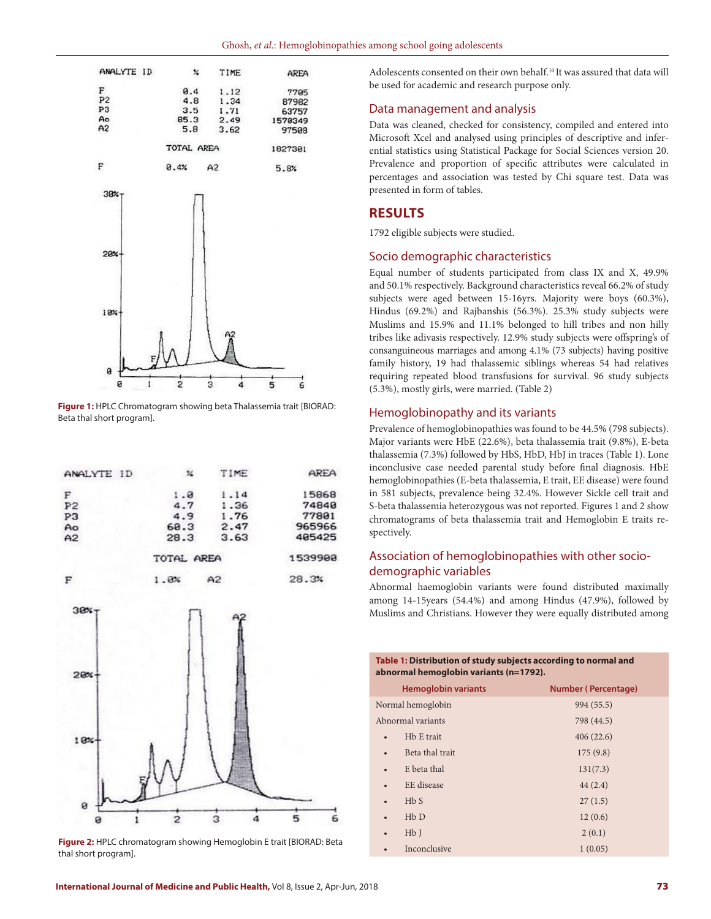ANALYTE ID | % | TIME | AREA
---|---|---|---
F | 0.4 | 1.12 | 7705
P2 | 4.8 | 1.34 | 87982
P3 | 3.5 | 1.71 | 63757
Ao | 85.3 | 2.49 | 1570349
A2 | 5.8 | 3.62 | 97508

TOTAL AREA 1827301

F 0.4% A2 5.8%

**Figure 1:** HPLC Chromatogram showing beta Thalassemia trait [BIORAD: Beta thal short program].

ANALYTE ID | % | TIME | AREA
---|---|---|---
F | 1.0 | 1.14 | 15868
P2 | 4.7 | 1.36 | 74840
P3 | 4.9 | 1.76 | 77801
Ao | 60.3 | 2.47 | 965966
A2 | 28.3 | 3.63 | 405425

TOTAL AREA 1539900

F 1.0% A2 28.3%

**Figure 2:** HPLC chromatogram showing Hemoglobin E trait [BIORAD: Beta thal short program].

Adolescents consented on their own behalf.[10] It was assured that data will be used for academic and research purpose only.

## Data management and analysis

Data was cleaned, checked for consistency, compiled and entered into Microsoft Xcel and analysed using principles of descriptive and inferential statistics using Statistical Package for Social Sciences version 20. Prevalence and proportion of specific attributes were calculated in percentages and association was tested by Chi square test. Data was presented in form of tables.

# RESULTS

1792 eligible subjects were studied.

## Socio demographic characteristics

Equal number of students participated from class IX and X, 49.9% and 50.1% respectively. Background characteristics reveal 66.2% of study subjects were aged between 15-16yrs. Majority were boys (60.3%), Hindus (69.2%) and Rajbanshis (56.3%). 25.3% study subjects were Muslims and 15.9% and 11.1% belonged to hill tribes and non hilly tribes like adivasis respectively. 12.9% study subjects were offspring's of consanguineous marriages and among 4.1% (73 subjects) having positive family history, 19 had thalassemic siblings whereas 54 had relatives requiring repeated blood transfusions for survival. 96 study subjects (5.3%), mostly girls, were married. (Table 2)

## Hemoglobinopathy and its variants

Prevalence of hemoglobinopathies was found to be 44.5% (798 subjects). Major variants were HbE (22.6%), beta thalassemia trait (9.8%), E-beta thalassemia (7.3%) followed by HbS, HbD, HbJ in traces (Table 1). Lone inconclusive case needed parental study before final diagnosis. HbE hemoglobinopathies (E-beta thalassemia, E trait, EE disease) were found in 581 subjects, prevalence being 32.4%. However Sickle cell trait and S-beta thalassemia heterozygous was not reported. Figures 1 and 2 show chromatograms of beta thalassemia trait and Hemoglobin E traits respectively.

## Association of hemoglobinopathies with other socio-demographic variables

Abnormal haemoglobin variants were found distributed maximally among 14-15years (54.4%) and among Hindus (47.9%), followed by Muslims and Christians. However they were equally distributed among

**Table 1: Distribution of study subjects according to normal and abnormal hemoglobin variants (n=1792).**

| Hemoglobin variants | Number ( Percentage) |
|---|---|
| Normal hemoglobin | 994 (55.5) |
| Abnormal variants | 798 (44.5) |
| • Hb E trait | 406 (22.6) |
| • Beta thal trait | 175 (9.8) |
| • E beta thal | 131(7.3) |
| • EE disease | 44 (2.4) |
| • Hb S | 27 (1.5) |
| • Hb D | 12 (0.6) |
| • Hb J | 2 (0.1) |
| • Inconclusive | 1 (0.05) |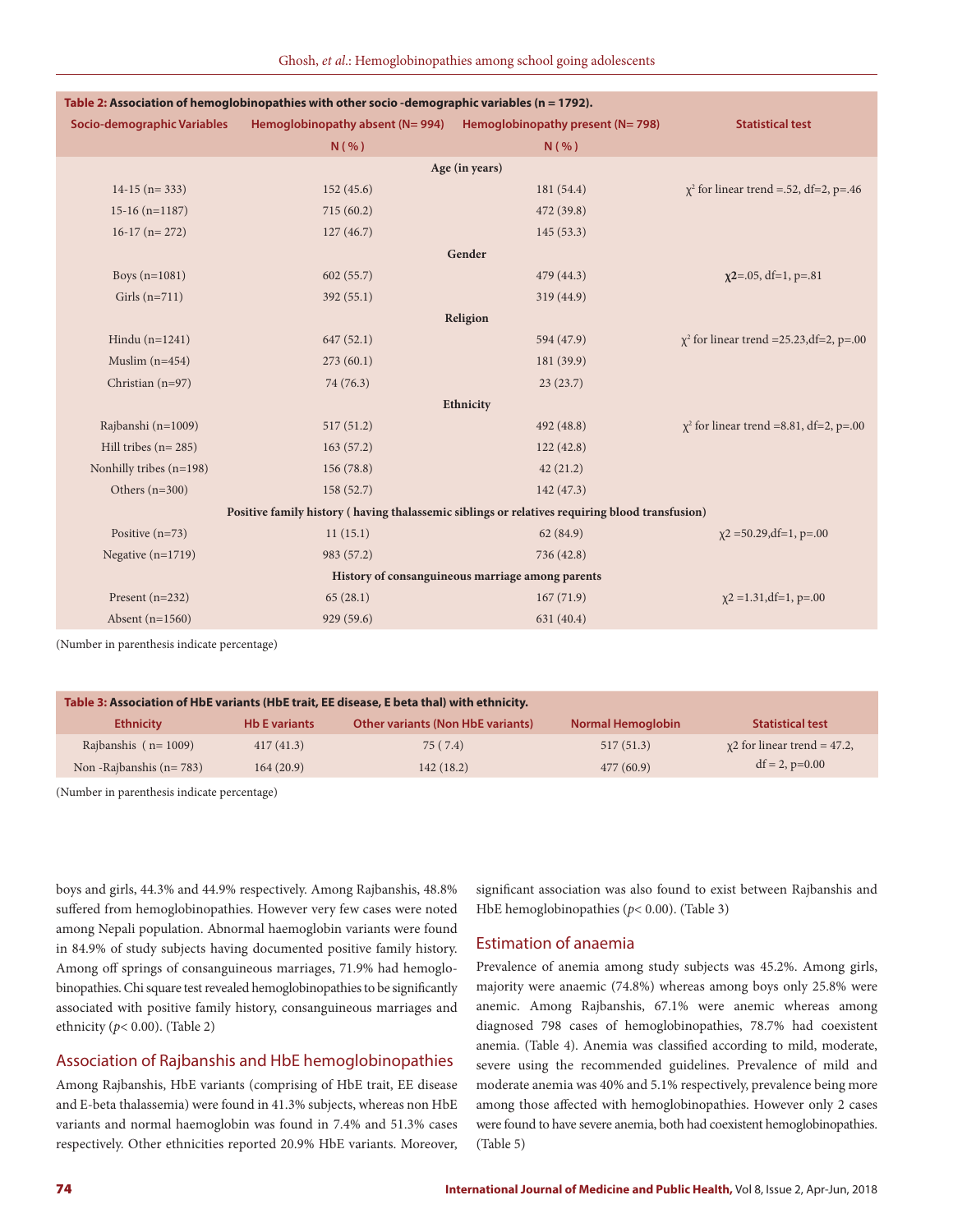**Table 2: Association of hemoglobinopathies with other socio -demographic variables (n = 1792).**

| Socio-demographic Variables | Hemoglobinopathy absent (N= 994) N (%) | Hemoglobinopathy present (N= 798) N (%) | Statistical test |
|---|---|---|---|
| **Age (in years)** | | | |
| 14-15 (n= 333) | 152 (45.6) | 181 (54.4) | $\chi^2$ for linear trend =.52, df=2, p=.46 |
| 15-16 (n=1187) | 715 (60.2) | 472 (39.8) | |
| 16-17 (n= 272) | 127 (46.7) | 145 (53.3) | |
| **Gender** | | | |
| Boys (n=1081) | 602 (55.7) | 479 (44.3) | $\chi^2$=.05, df=1, p=.81 |
| Girls (n=711) | 392 (55.1) | 319 (44.9) | |
| **Religion** | | | |
| Hindu (n=1241) | 647 (52.1) | 594 (47.9) | $\chi^2$ for linear trend =25.23,df=2, p=.00 |
| Muslim (n=454) | 273 (60.1) | 181 (39.9) | |
| Christian (n=97) | 74 (76.3) | 23 (23.7) | |
| **Ethnicity** | | | |
| Rajbanshi (n=1009) | 517 (51.2) | 492 (48.8) | $\chi^2$ for linear trend =8.81, df=2, p=.00 |
| Hill tribes (n= 285) | 163 (57.2) | 122 (42.8) | |
| Nonhilly tribes (n=198) | 156 (78.8) | 42 (21.2) | |
| Others (n=300) | 158 (52.7) | 142 (47.3) | |
| **Positive family history ( having thalassemic siblings or relatives requiring blood transfusion)** | | | |
| Positive (n=73) | 11 (15.1) | 62 (84.9) | $\chi^2$ =50.29,df=1, p=.00 |
| Negative (n=1719) | 983 (57.2) | 736 (42.8) | |
| **History of consanguineous marriage among parents** | | | |
| Present (n=232) | 65 (28.1) | 167 (71.9) | $\chi^2$ =1.31,df=1, p=.00 |
| Absent (n=1560) | 929 (59.6) | 631 (40.4) | |

(Number in parenthesis indicate percentage)

**Table 3: Association of HbE variants (HbE trait, EE disease, E beta thal) with ethnicity.**

| Ethnicity | Hb E variants | Other variants (Non HbE variants) | Normal Hemoglobin | Statistical test |
|---|---|---|---|---|
| Rajbanshis ( n= 1009) | 417 (41.3) | 75 ( 7.4) | 517 (51.3) | $\chi^2$ for linear trend = 47.2, df = 2, p=0.00 |
| Non -Rajbanshis (n= 783) | 164 (20.9) | 142 (18.2) | 477 (60.9) | |

(Number in parenthesis indicate percentage)

boys and girls, 44.3% and 44.9% respectively. Among Rajbanshis, 48.8% suffered from hemoglobinopathies. However very few cases were noted among Nepali population. Abnormal haemoglobin variants were found in 84.9% of study subjects having documented positive family history. Among off springs of consanguineous marriages, 71.9% had hemoglobinopathies. Chi square test revealed hemoglobinopathies to be significantly associated with positive family history, consanguineous marriages and ethnicity ($p$< 0.00). (Table 2)

## Association of Rajbanshis and HbE hemoglobinopathies

Among Rajbanshis, HbE variants (comprising of HbE trait, EE disease and E-beta thalassemia) were found in 41.3% subjects, whereas non HbE variants and normal haemoglobin was found in 7.4% and 51.3% cases respectively. Other ethnicities reported 20.9% HbE variants. Moreover, significant association was also found to exist between Rajbanshis and HbE hemoglobinopathies ($p$< 0.00). (Table 3)

## Estimation of anaemia

Prevalence of anemia among study subjects was 45.2%. Among girls, majority were anaemic (74.8%) whereas among boys only 25.8% were anemic. Among Rajbanshis, 67.1% were anemic whereas among diagnosed 798 cases of hemoglobinopathies, 78.7% had coexistent anemia. (Table 4). Anemia was classified according to mild, moderate, severe using the recommended guidelines. Prevalence of mild and moderate anemia was 40% and 5.1% respectively, prevalence being more among those affected with hemoglobinopathies. However only 2 cases were found to have severe anemia, both had coexistent hemoglobinopathies. (Table 5)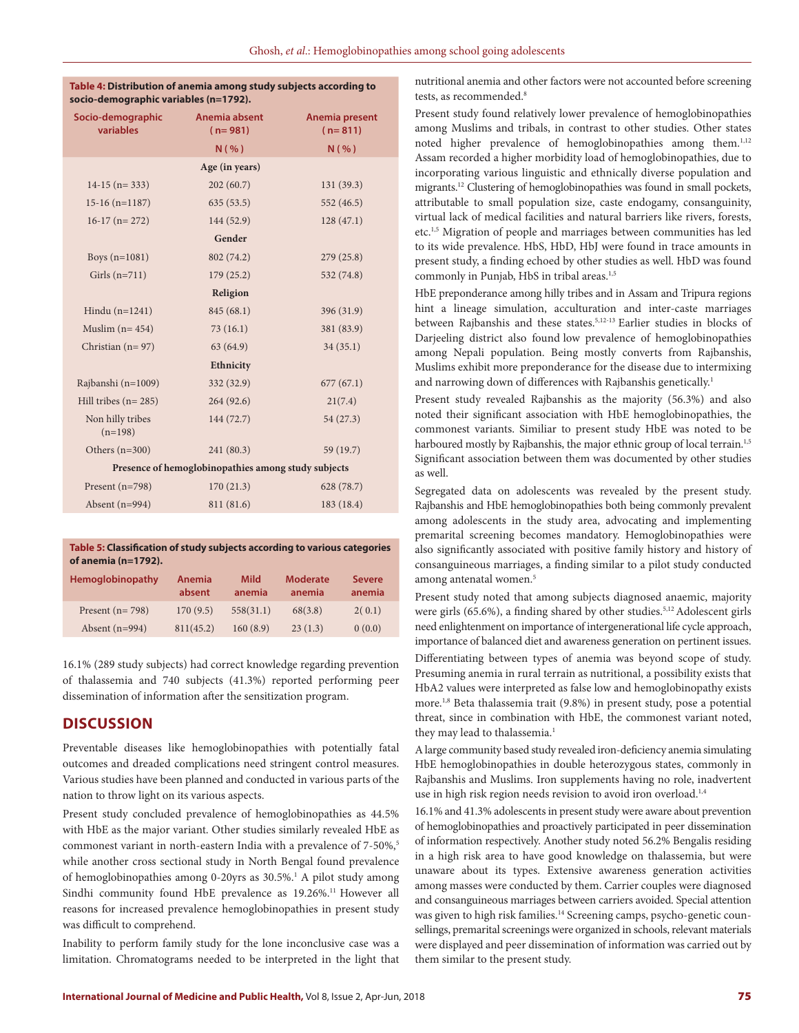**Table 4: Distribution of anemia among study subjects according to socio-demographic variables (n=1792).**

| Socio-demographic variables | Anemia absent (n= 981) | Anemia present (n= 811) |
|---|---|---|
| | N (%) | N (%) |
| **Age (in years)** | | |
| 14-15 (n= 333) | 202 (60.7) | 131 (39.3) |
| 15-16 (n=1187) | 635 (53.5) | 552 (46.5) |
| 16-17 (n= 272) | 144 (52.9) | 128 (47.1) |
| **Gender** | | |
| Boys (n=1081) | 802 (74.2) | 279 (25.8) |
| Girls (n=711) | 179 (25.2) | 532 (74.8) |
| **Religion** | | |
| Hindu (n=1241) | 845 (68.1) | 396 (31.9) |
| Muslim (n= 454) | 73 (16.1) | 381 (83.9) |
| Christian (n= 97) | 63 (64.9) | 34 (35.1) |
| **Ethnicity** | | |
| Rajbanshi (n=1009) | 332 (32.9) | 677 (67.1) |
| Hill tribes (n= 285) | 264 (92.6) | 21(7.4) |
| Non hilly tribes (n=198) | 144 (72.7) | 54 (27.3) |
| Others (n=300) | 241 (80.3) | 59 (19.7) |
| **Presence of hemoglobinopathies among study subjects** | | |
| Present (n=798) | 170 (21.3) | 628 (78.7) |
| Absent (n=994) | 811 (81.6) | 183 (18.4) |

**Table 5: Classification of study subjects according to various categories of anemia (n=1792).**

| Hemoglobinopathy | Anemia absent | Mild anemia | Moderate anemia | Severe anemia |
|---|---|---|---|---|
| Present (n= 798) | 170 (9.5) | 558(31.1) | 68(3.8) | 2( 0.1) |
| Absent (n=994) | 811(45.2) | 160 (8.9) | 23 (1.3) | 0 (0.0) |

16.1% (289 study subjects) had correct knowledge regarding prevention of thalassemia and 740 subjects (41.3%) reported performing peer dissemination of information after the sensitization program.

## DISCUSSION

Preventable diseases like hemoglobinopathies with potentially fatal outcomes and dreaded complications need stringent control measures. Various studies have been planned and conducted in various parts of the nation to throw light on its various aspects.

Present study concluded prevalence of hemoglobinopathies as 44.5% with HbE as the major variant. Other studies similarly revealed HbE as commonest variant in north-eastern India with a prevalence of 7-50%,[5] while another cross sectional study in North Bengal found prevalence of hemoglobinopathies among 0-20yrs as 30.5%.[1] A pilot study among Sindhi community found HbE prevalence as 19.26%.[11] However all reasons for increased prevalence hemoglobinopathies in present study was difficult to comprehend.

Inability to perform family study for the lone inconclusive case was a limitation. Chromatograms needed to be interpreted in the light that nutritional anemia and other factors were not accounted before screening tests, as recommended.[8]

Present study found relatively lower prevalence of hemoglobinopathies among Muslims and tribals, in contrast to other studies. Other states noted higher prevalence of hemoglobinopathies among them.[1,12] Assam recorded a higher morbidity load of hemoglobinopathies, due to incorporating various linguistic and ethnically diverse population and migrants.[12] Clustering of hemoglobinopathies was found in small pockets, attributable to small population size, caste endogamy, consanguinity, virtual lack of medical facilities and natural barriers like rivers, forests, etc.[1,5] Migration of people and marriages between communities has led to its wide prevalence. HbS, HbD, HbJ were found in trace amounts in present study, a finding echoed by other studies as well. HbD was found commonly in Punjab, HbS in tribal areas.[1,5]

HbE preponderance among hilly tribes and in Assam and Tripura regions hint a lineage simulation, acculturation and inter-caste marriages between Rajbanshis and these states.[5,12-13] Earlier studies in blocks of Darjeeling district also found low prevalence of hemoglobinopathies among Nepali population. Being mostly converts from Rajbanshis, Muslims exhibit more preponderance for the disease due to intermixing and narrowing down of differences with Rajbanshis genetically.[1]

Present study revealed Rajbanshis as the majority (56.3%) and also noted their significant association with HbE hemoglobinopathies, the commonest variants. Similiar to present study HbE was noted to be harboured mostly by Rajbanshis, the major ethnic group of local terrain.[1,5] Significant association between them was documented by other studies as well.

Segregated data on adolescents was revealed by the present study. Rajbanshis and HbE hemoglobinopathies both being commonly prevalent among adolescents in the study area, advocating and implementing premarital screening becomes mandatory. Hemoglobinopathies were also significantly associated with positive family history and history of consanguineous marriages, a finding similar to a pilot study conducted among antenatal women.[5]

Present study noted that among subjects diagnosed anaemic, majority were girls (65.6%), a finding shared by other studies.[5,12] Adolescent girls need enlightenment on importance of intergenerational life cycle approach, importance of balanced diet and awareness generation on pertinent issues. Differentiating between types of anemia was beyond scope of study. Presuming anemia in rural terrain as nutritional, a possibility exists that HbA2 values were interpreted as false low and hemoglobinopathy exists more.[1,8] Beta thalassemia trait (9.8%) in present study, pose a potential threat, since in combination with HbE, the commonest variant noted, they may lead to thalassemia.[1]

A large community based study revealed iron-deficiency anemia simulating HbE hemoglobinopathies in double heterozygous states, commonly in Rajbanshis and Muslims. Iron supplements having no role, inadvertent use in high risk region needs revision to avoid iron overload.[1,4]

16.1% and 41.3% adolescents in present study were aware about prevention of hemoglobinopathies and proactively participated in peer dissemination of information respectively. Another study noted 56.2% Bengalis residing in a high risk area to have good knowledge on thalassemia, but were unaware about its types. Extensive awareness generation activities among masses were conducted by them. Carrier couples were diagnosed and consanguineous marriages between carriers avoided. Special attention was given to high risk families.[14] Screening camps, psycho-genetic counsellings, premarital screenings were organized in schools, relevant materials were displayed and peer dissemination of information was carried out by them similar to the present study.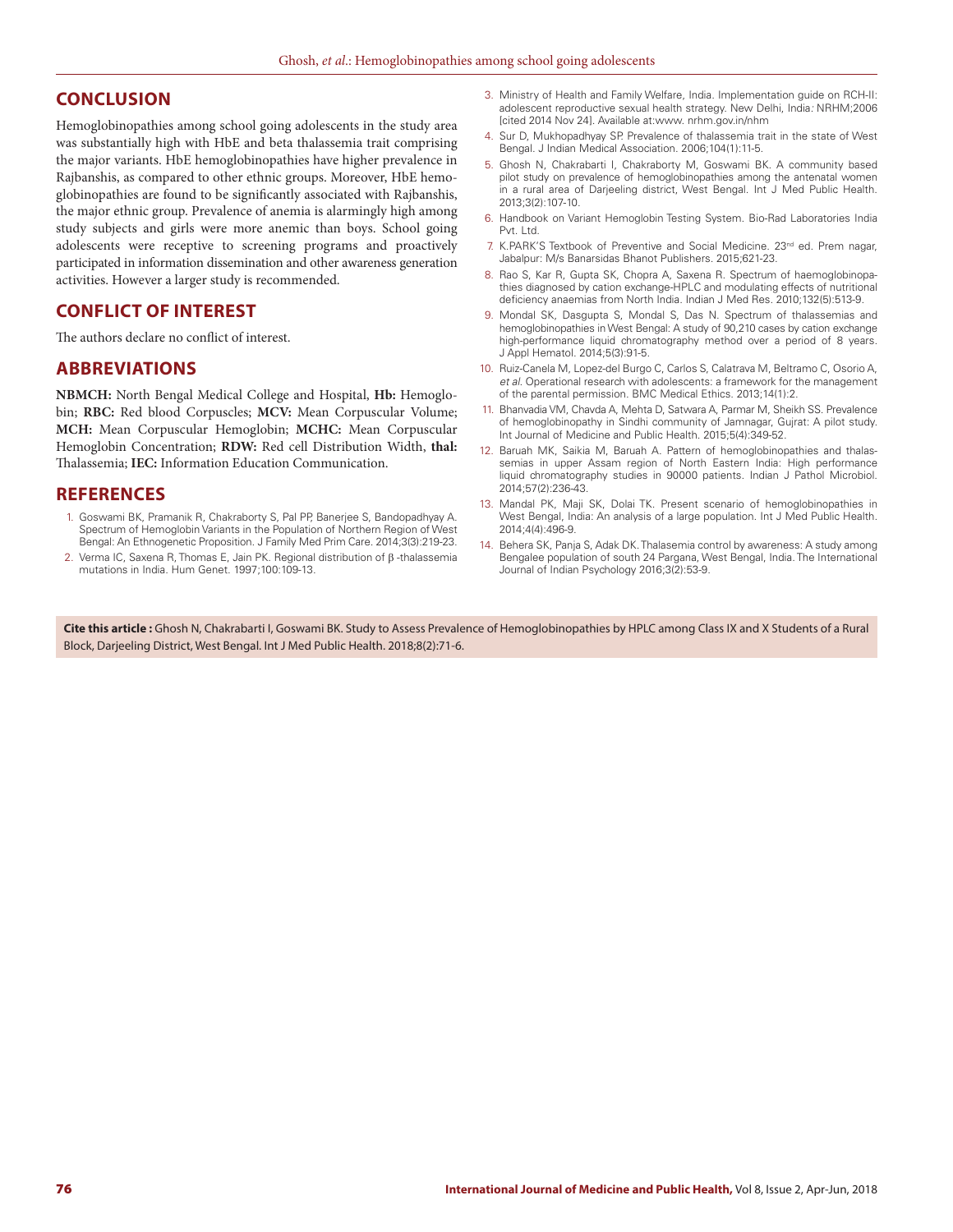## CONCLUSION

Hemoglobinopathies among school going adolescents in the study area was substantially high with HbE and beta thalassemia trait comprising the major variants. HbE hemoglobinopathies have higher prevalence in Rajbanshis, as compared to other ethnic groups. Moreover, HbE hemoglobinopathies are found to be significantly associated with Rajbanshis, the major ethnic group. Prevalence of anemia is alarmingly high among study subjects and girls were more anemic than boys. School going adolescents were receptive to screening programs and proactively participated in information dissemination and other awareness generation activities. However a larger study is recommended.

## CONFLICT OF INTEREST

The authors declare no conflict of interest.

## ABBREVIATIONS

**NBMCH:** North Bengal Medical College and Hospital, **Hb:** Hemoglobin; **RBC:** Red blood Corpuscles; **MCV:** Mean Corpuscular Volume; **MCH:** Mean Corpuscular Hemoglobin; **MCHC:** Mean Corpuscular Hemoglobin Concentration; **RDW:** Red cell Distribution Width, **thal:** Thalassemia; **IEC:** Information Education Communication.

## REFERENCES

1. Goswami BK, Pramanik R, Chakraborty S, Pal PP, Banerjee S, Bandopadhyay A. Spectrum of Hemoglobin Variants in the Population of Northern Region of West Bengal: An Ethnogenetic Proposition. J Family Med Prim Care. 2014;3(3):219-23.
2. Verma IC, Saxena R, Thomas E, Jain PK. Regional distribution of β -thalassemia mutations in India. Hum Genet. 1997;100:109-13.
3. Ministry of Health and Family Welfare, India. Implementation guide on RCH-II: adolescent reproductive sexual health strategy. New Delhi, India: NRHM;2006 [cited 2014 Nov 24]. Available at:www. nrhm.gov.in/nhm
4. Sur D, Mukhopadhyay SP. Prevalence of thalassemia trait in the state of West Bengal. J Indian Medical Association. 2006;104(1):11-5.
5. Ghosh N, Chakrabarti I, Chakraborty M, Goswami BK. A community based pilot study on prevalence of hemoglobinopathies among the antenatal women in a rural area of Darjeeling district, West Bengal. Int J Med Public Health. 2013;3(2):107-10.
6. Handbook on Variant Hemoglobin Testing System. Bio-Rad Laboratories India Pvt. Ltd.
7. K.PARK'S Textbook of Preventive and Social Medicine. 23rd ed. Prem nagar, Jabalpur: M/s Banarsidas Bhanot Publishers. 2015;621-23.
8. Rao S, Kar R, Gupta SK, Chopra A, Saxena R. Spectrum of haemoglobinopathies diagnosed by cation exchange-HPLC and modulating effects of nutritional deficiency anaemias from North India. Indian J Med Res. 2010;132(5):513-9.
9. Mondal SK, Dasgupta S, Mondal S, Das N. Spectrum of thalassemias and hemoglobinopathies in West Bengal: A study of 90,210 cases by cation exchange high-performance liquid chromatography method over a period of 8 years. J Appl Hematol. 2014;5(3):91-5.
10. Ruiz-Canela M, Lopez-del Burgo C, Carlos S, Calatrava M, Beltramo C, Osorio A, *et al.* Operational research with adolescents: a framework for the management of the parental permission. BMC Medical Ethics. 2013;14(1):2.
11. Bhanvadia VM, Chavda A, Mehta D, Satwara A, Parmar M, Sheikh SS. Prevalence of hemoglobinopathy in Sindhi community of Jamnagar, Gujrat: A pilot study. Int Journal of Medicine and Public Health. 2015;5(4):349-52.
12. Baruah MK, Saikia M, Baruah A. Pattern of hemoglobinopathies and thalassemias in upper Assam region of North Eastern India: High performance liquid chromatography studies in 90000 patients. Indian J Pathol Microbiol. 2014;57(2):236-43.
13. Mandal PK, Maji SK, Dolai TK. Present scenario of hemoglobinopathies in West Bengal, India: An analysis of a large population. Int J Med Public Health. 2014;4(4):496-9.
14. Behera SK, Panja S, Adak DK. Thalasemia control by awareness: A study among Bengalee population of south 24 Pargana, West Bengal, India. The International Journal of Indian Psychology 2016;3(2):53-9.

**Cite this article :** Ghosh N, Chakrabarti I, Goswami BK. Study to Assess Prevalence of Hemoglobinopathies by HPLC among Class IX and X Students of a Rural Block, Darjeeling District, West Bengal. Int J Med Public Health. 2018;8(2):71-6.